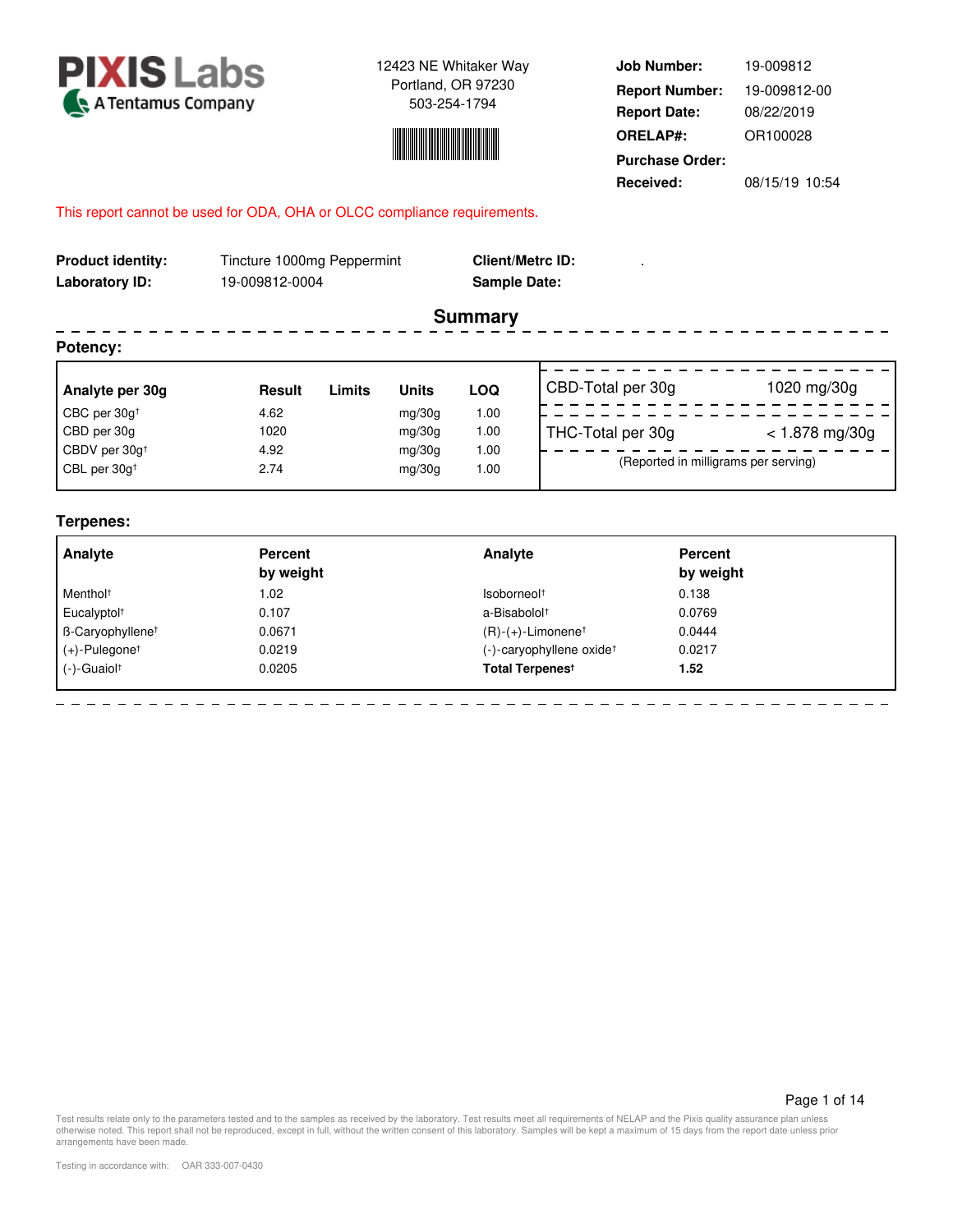**PIXIS Labs**
A Tentamus Company

12423 NE Whitaker Way
Portland, OR 97230
503-254-1794

| | |
|---|---|
| **Job Number:** | 19-009812 |
| **Report Number:** | 19-009812-00 |
| **Report Date:** | 08/22/2019 |
| **ORELAP#:** | OR100028 |
| **Purchase Order:** | |
| **Received:** | 08/15/19 10:54 |

This report cannot be used for ODA, OHA or OLCC compliance requirements.

| | | | |
|---|---|---|---|
| **Product identity:** | Tincture 1000mg Peppermint | **Client/Metrc ID:** | . |
| **Laboratory ID:** | 19-009812-0004 | **Sample Date:** | |

## Summary

### Potency:

| Analyte per 30g | Result | Limits | Units | LOQ |
|---|---|---|---|---|
| CBC per 30g† | 4.62 | | mg/30g | 1.00 |
| CBD per 30g | 1020 | | mg/30g | 1.00 |
| CBDV per 30g† | 4.92 | | mg/30g | 1.00 |
| CBL per 30g† | 2.74 | | mg/30g | 1.00 |

| | |
|---|---|
| CBD-Total per 30g | 1020 mg/30g |
| THC-Total per 30g | < 1.878 mg/30g |

(Reported in milligrams per serving)

### Terpenes:

| Analyte | Percent by weight | Analyte | Percent by weight |
|---|---|---|---|
| Menthol† | 1.02 | Isoborneol† | 0.138 |
| Eucalyptol† | 0.107 | a-Bisabolol† | 0.0769 |
| ß-Caryophyllene† | 0.0671 | (R)-(+)-Limonene† | 0.0444 |
| (+)-Pulegone† | 0.0219 | (-)-caryophyllene oxide† | 0.0217 |
| (-)-Guaiol† | 0.0205 | **Total Terpenes†** | **1.52** |

Test results relate only to the parameters tested and to the samples as received by the laboratory. Test results meet all requirements of NELAP and the Pixis quality assurance plan unless otherwise noted. This report shall not be reproduced, except in full, without the written consent of this laboratory. Samples will be kept a maximum of 15 days from the report date unless prior arrangements have been made.

Testing in accordance with: OAR 333-007-0430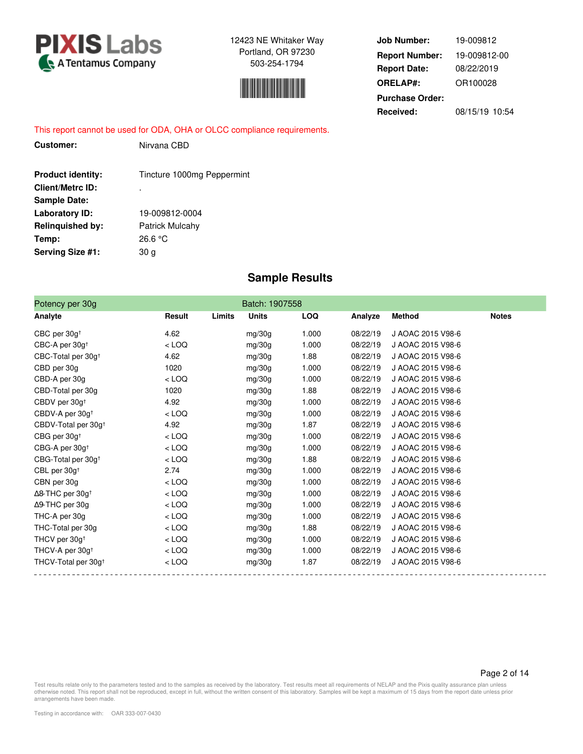**PIXIS Labs**
A Tentamus Company

12423 NE Whitaker Way
Portland, OR 97230
503-254-1794

| | |
|---|---|
| **Job Number:** | 19-009812 |
| **Report Number:** | 19-009812-00 |
| **Report Date:** | 08/22/2019 |
| **ORELAP#:** | OR100028 |
| **Purchase Order:** | |
| **Received:** | 08/15/19 10:54 |

This report cannot be used for ODA, OHA or OLCC compliance requirements.

**Customer:** Nirvana CBD

| | |
|---|---|
| **Product identity:** | Tincture 1000mg Peppermint |
| **Client/Metrc ID:** | . |
| **Sample Date:** | |
| **Laboratory ID:** | 19-009812-0004 |
| **Relinquished by:** | Patrick Mulcahy |
| **Temp:** | 26.6 °C |
| **Serving Size #1:** | 30 g |

## Sample Results

**Potency per 30g** — Batch: 1907558

| Analyte | Result | Limits | Units | LOQ | Analyze | Method | Notes |
|---|---|---|---|---|---|---|---|
| CBC per 30g† | 4.62 | | mg/30g | 1.000 | 08/22/19 | J AOAC 2015 V98-6 | |
| CBC-A per 30g† | < LOQ | | mg/30g | 1.000 | 08/22/19 | J AOAC 2015 V98-6 | |
| CBC-Total per 30g† | 4.62 | | mg/30g | 1.88 | 08/22/19 | J AOAC 2015 V98-6 | |
| CBD per 30g | 1020 | | mg/30g | 1.000 | 08/22/19 | J AOAC 2015 V98-6 | |
| CBD-A per 30g | < LOQ | | mg/30g | 1.000 | 08/22/19 | J AOAC 2015 V98-6 | |
| CBD-Total per 30g | 1020 | | mg/30g | 1.88 | 08/22/19 | J AOAC 2015 V98-6 | |
| CBDV per 30g† | 4.92 | | mg/30g | 1.000 | 08/22/19 | J AOAC 2015 V98-6 | |
| CBDV-A per 30g† | < LOQ | | mg/30g | 1.000 | 08/22/19 | J AOAC 2015 V98-6 | |
| CBDV-Total per 30g† | 4.92 | | mg/30g | 1.87 | 08/22/19 | J AOAC 2015 V98-6 | |
| CBG per 30g† | < LOQ | | mg/30g | 1.000 | 08/22/19 | J AOAC 2015 V98-6 | |
| CBG-A per 30g† | < LOQ | | mg/30g | 1.000 | 08/22/19 | J AOAC 2015 V98-6 | |
| CBG-Total per 30g† | < LOQ | | mg/30g | 1.88 | 08/22/19 | J AOAC 2015 V98-6 | |
| CBL per 30g† | 2.74 | | mg/30g | 1.000 | 08/22/19 | J AOAC 2015 V98-6 | |
| CBN per 30g | < LOQ | | mg/30g | 1.000 | 08/22/19 | J AOAC 2015 V98-6 | |
| Δ8-THC per 30g† | < LOQ | | mg/30g | 1.000 | 08/22/19 | J AOAC 2015 V98-6 | |
| Δ9-THC per 30g | < LOQ | | mg/30g | 1.000 | 08/22/19 | J AOAC 2015 V98-6 | |
| THC-A per 30g | < LOQ | | mg/30g | 1.000 | 08/22/19 | J AOAC 2015 V98-6 | |
| THC-Total per 30g | < LOQ | | mg/30g | 1.88 | 08/22/19 | J AOAC 2015 V98-6 | |
| THCV per 30g† | < LOQ | | mg/30g | 1.000 | 08/22/19 | J AOAC 2015 V98-6 | |
| THCV-A per 30g† | < LOQ | | mg/30g | 1.000 | 08/22/19 | J AOAC 2015 V98-6 | |
| THCV-Total per 30g† | < LOQ | | mg/30g | 1.87 | 08/22/19 | J AOAC 2015 V98-6 | |

Test results relate only to the parameters tested and to the samples as received by the laboratory. Test results meet all requirements of NELAP and the Pixis quality assurance plan unless otherwise noted. This report shall not be reproduced, except in full, without the written consent of this laboratory. Samples will be kept a maximum of 15 days from the report date unless prior arrangements have been made.

Testing in accordance with: OAR 333-007-0430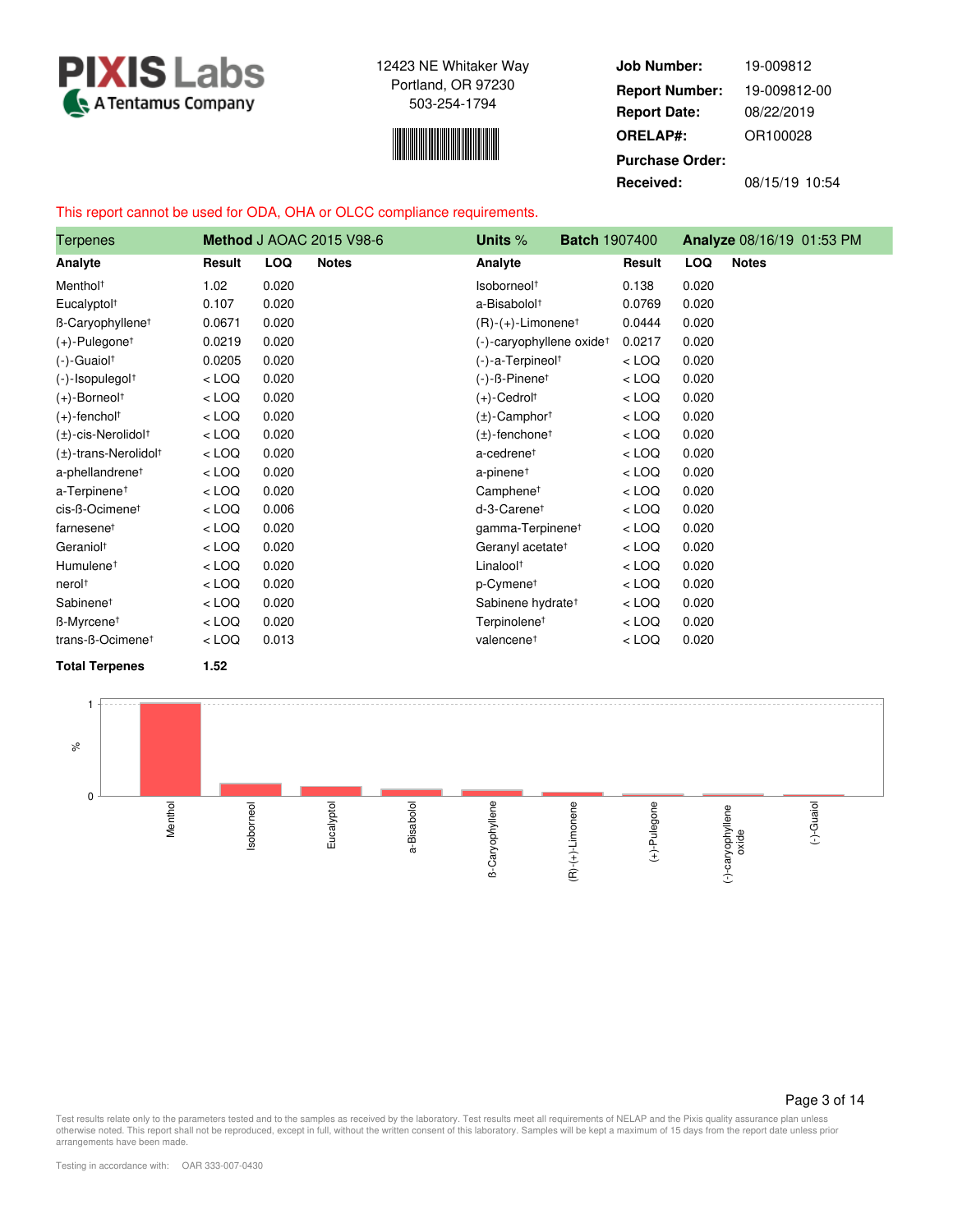**PIXIS Labs**
A Tentamus Company

12423 NE Whitaker Way
Portland, OR 97230
503-254-1794

| | |
|---|---|
| **Job Number:** | 19-009812 |
| **Report Number:** | 19-009812-00 |
| **Report Date:** | 08/22/2019 |
| **ORELAP#:** | OR100028 |
| **Purchase Order:** | |
| **Received:** | 08/15/19 10:54 |

This report cannot be used for ODA, OHA or OLCC compliance requirements.

**Terpenes** | **Method** J AOAC 2015 V98-6 | **Units** % | **Batch** 1907400 | **Analyze** 08/16/19 01:53 PM

| Analyte | Result | LOQ | Notes | Analyte | Result | LOQ | Notes |
|---|---|---|---|---|---|---|---|
| Menthol† | 1.02 | 0.020 | | Isoborneol† | 0.138 | 0.020 | |
| Eucalyptol† | 0.107 | 0.020 | | a-Bisabolol† | 0.0769 | 0.020 | |
| ß-Caryophyllene† | 0.0671 | 0.020 | | (R)-(+)-Limonene† | 0.0444 | 0.020 | |
| (+)-Pulegone† | 0.0219 | 0.020 | | (-)-caryophyllene oxide† | 0.0217 | 0.020 | |
| (-)-Guaiol† | 0.0205 | 0.020 | | (-)-a-Terpineol† | < LOQ | 0.020 | |
| (-)-Isopulegol† | < LOQ | 0.020 | | (-)-ß-Pinene† | < LOQ | 0.020 | |
| (+)-Borneol† | < LOQ | 0.020 | | (+)-Cedrol† | < LOQ | 0.020 | |
| (+)-fenchol† | < LOQ | 0.020 | | (±)-Camphor† | < LOQ | 0.020 | |
| (±)-cis-Nerolidol† | < LOQ | 0.020 | | (±)-fenchone† | < LOQ | 0.020 | |
| (±)-trans-Nerolidol† | < LOQ | 0.020 | | a-cedrene† | < LOQ | 0.020 | |
| a-phellandrene† | < LOQ | 0.020 | | a-pinene† | < LOQ | 0.020 | |
| a-Terpinene† | < LOQ | 0.020 | | Camphene† | < LOQ | 0.020 | |
| cis-ß-Ocimene† | < LOQ | 0.006 | | d-3-Carene† | < LOQ | 0.020 | |
| farnesene† | < LOQ | 0.020 | | gamma-Terpinene† | < LOQ | 0.020 | |
| Geraniol† | < LOQ | 0.020 | | Geranyl acetate† | < LOQ | 0.020 | |
| Humulene† | < LOQ | 0.020 | | Linalool† | < LOQ | 0.020 | |
| nerol† | < LOQ | 0.020 | | p-Cymene† | < LOQ | 0.020 | |
| Sabinene† | < LOQ | 0.020 | | Sabinene hydrate† | < LOQ | 0.020 | |
| ß-Myrcene† | < LOQ | 0.020 | | Terpinolene† | < LOQ | 0.020 | |
| trans-ß-Ocimene† | < LOQ | 0.013 | | valencene† | < LOQ | 0.020 | |

**Total Terpenes** **1.52**

Test results relate only to the parameters tested and to the samples as received by the laboratory. Test results meet all requirements of NELAP and the Pixis quality assurance plan unless otherwise noted. This report shall not be reproduced, except in full, without the written consent of this laboratory. Samples will be kept a maximum of 15 days from the report date unless prior arrangements have been made.

Testing in accordance with: OAR 333-007-0430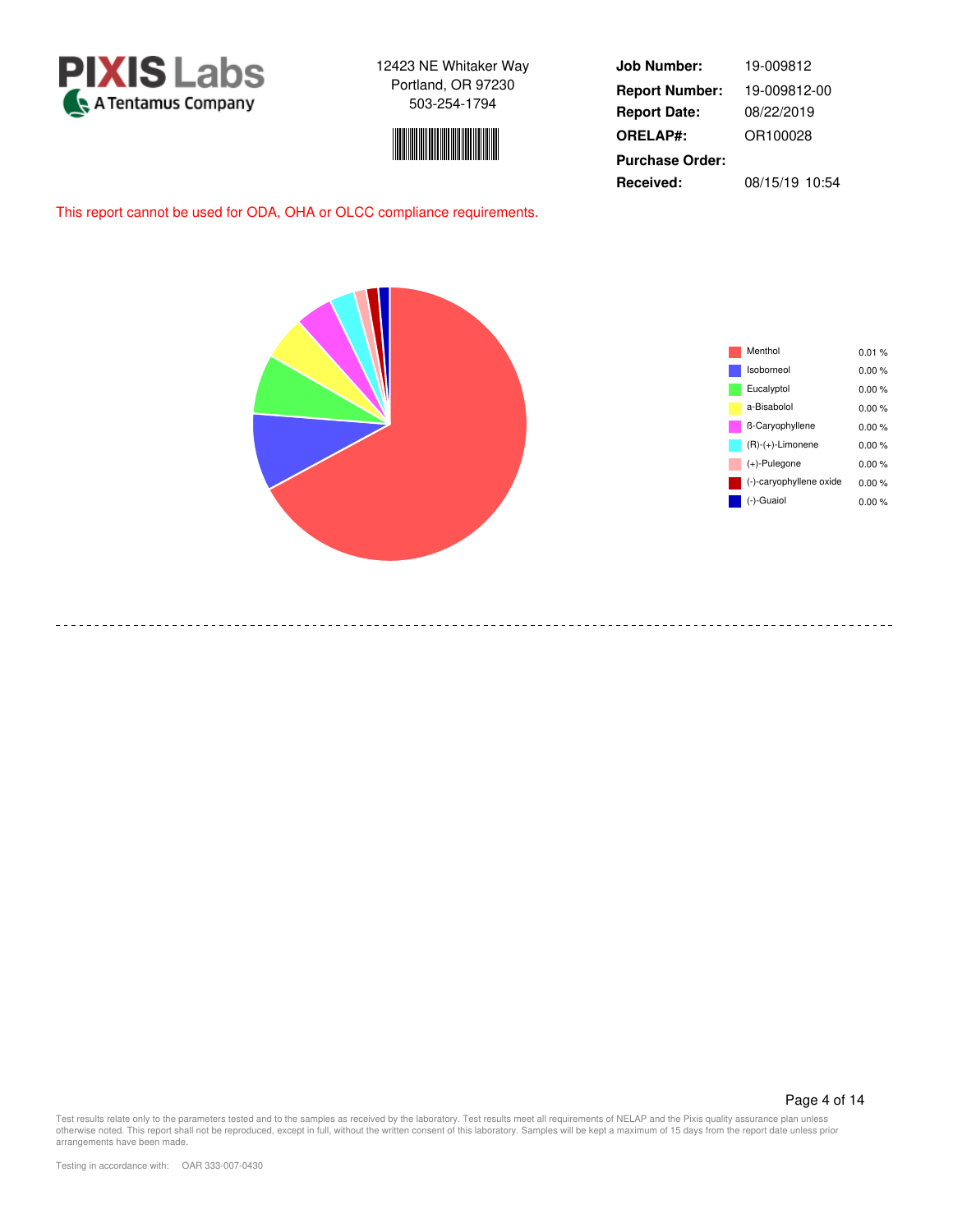**PIXIS Labs** A Tentamus Company

12423 NE Whitaker Way
Portland, OR 97230
503-254-1794

| | |
|---|---|
| **Job Number:** | 19-009812 |
| **Report Number:** | 19-009812-00 |
| **Report Date:** | 08/22/2019 |
| **ORELAP#:** | OR100028 |
| **Purchase Order:** | |
| **Received:** | 08/15/19 10:54 |

This report cannot be used for ODA, OHA or OLCC compliance requirements.

| Compound | % |
|---|---|
| Menthol | 0.01 % |
| Isoborneol | 0.00 % |
| Eucalyptol | 0.00 % |
| a-Bisabolol | 0.00 % |
| ß-Caryophyllene | 0.00 % |
| (R)-(+)-Limonene | 0.00 % |
| (+)-Pulegone | 0.00 % |
| (-)-caryophyllene oxide | 0.00 % |
| (-)-Guaiol | 0.00 % |

Test results relate only to the parameters tested and to the samples as received by the laboratory. Test results meet all requirements of NELAP and the Pixis quality assurance plan unless otherwise noted. This report shall not be reproduced, except in full, without the written consent of this laboratory. Samples will be kept a maximum of 15 days from the report date unless prior arrangements have been made.

Testing in accordance with: OAR 333-007-0430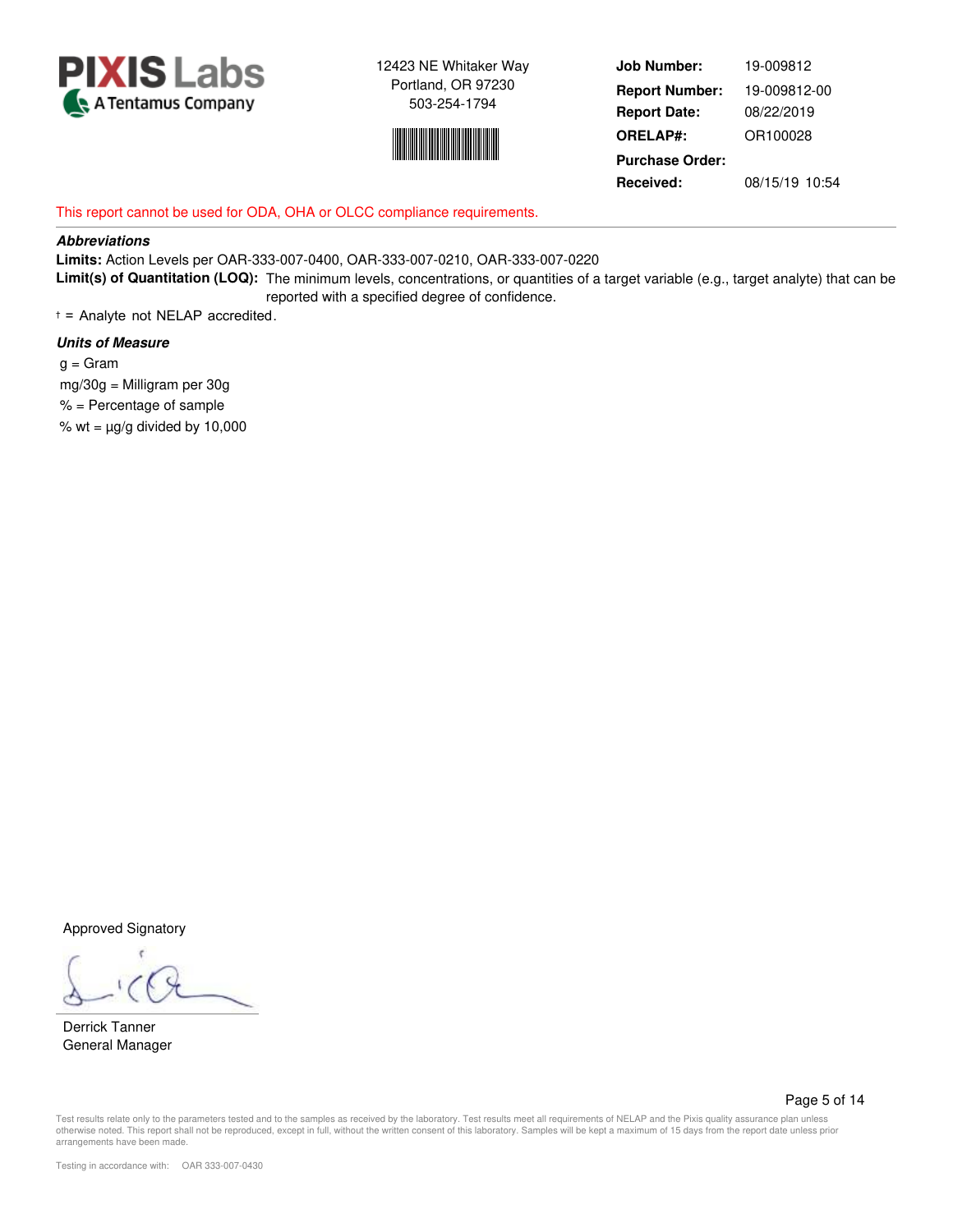**PIXIS Labs**
A Tentamus Company

12423 NE Whitaker Way
Portland, OR 97230
503-254-1794

| | |
|---|---|
| **Job Number:** | 19-009812 |
| **Report Number:** | 19-009812-00 |
| **Report Date:** | 08/22/2019 |
| **ORELAP#:** | OR100028 |
| **Purchase Order:** | |
| **Received:** | 08/15/19 10:54 |

This report cannot be used for ODA, OHA or OLCC compliance requirements.

***Abbreviations***

**Limits:** Action Levels per OAR-333-007-0400, OAR-333-007-0210, OAR-333-007-0220

**Limit(s) of Quantitation (LOQ):** The minimum levels, concentrations, or quantities of a target variable (e.g., target analyte) that can be reported with a specified degree of confidence.

† = Analyte not NELAP accredited.

***Units of Measure***

g = Gram
mg/30g = Milligram per 30g
% = Percentage of sample
% wt = µg/g divided by 10,000

Approved Signatory

Derrick Tanner
General Manager

Test results relate only to the parameters tested and to the samples as received by the laboratory. Test results meet all requirements of NELAP and the Pixis quality assurance plan unless otherwise noted. This report shall not be reproduced, except in full, without the written consent of this laboratory. Samples will be kept a maximum of 15 days from the report date unless prior arrangements have been made.

Testing in accordance with: OAR 333-007-0430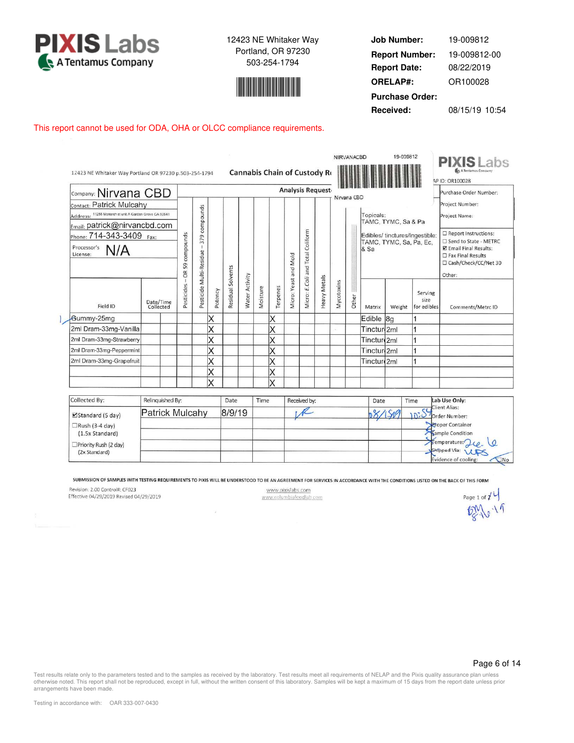**PIXIS Labs**
A Tentamus Company

12423 NE Whitaker Way
Portland, OR 97230
503-254-1794

| | |
|---|---|
| **Job Number:** | 19-009812 |
| **Report Number:** | 19-009812-00 |
| **Report Date:** | 08/22/2019 |
| **ORELAP#:** | OR100028 |
| **Purchase Order:** | |
| **Received:** | 08/15/19 10:54 |

This report cannot be used for ODA, OHA or OLCC compliance requirements.

12423 NE Whitaker Way Portland OR 97230 p.503-254-1794 — **Cannabis Chain of Custody Record**

NIRVANACBD 19-009812
Nirvana CBD

PIXIS Labs — A Tentamus Company
AP ID: OR100028

Company: Nirvana CBD
Contact: Patrick Mulcahy
Address: 11258 Monarch st unit A Garden Grove CA 92841
Email: patrick@nirvancbd.com
Phone: 714-343-3409 Fax:
Processor's License: N/A

Purchase Order Number:
Project Number:
Project Name:

Report Instructions:
☐ Send to State - METRC
☑ Email Final Results:
☐ Fax Final Results
☐ Cash/Check/CC/Net 30
Other:

Topicals: TAMC, TYMC, Sa & Pa
Edibles/ tinctures/Ingestible: TAMC, TYMC, Sa, Pa, Ec, & Sa

**Analysis Requested**

| Field ID | Date/Time Collected | | Pesticides – OR 59 compounds | Pesticide Multi-Residue – 379 compounds | Potency | Residual Solvents | Water Activity | Moisture | Terpenes | Micro: Yeast and Mold | Micro: E.Coli and Total Coliform | Heavy Metals | Mycotoxins | Other | Matrix | Weight | Serving size for edibles | Comments/Metrc ID |
|---|---|---|---|---|---|---|---|---|---|---|---|---|---|---|---|---|---|---|
| 1 Gummy-25mg | | | | | X | | | | X | | | | | | Edible | 8g | 1 | |
| 2ml Dram-33mg-Vanilla | | | | | X | | | | X | | | | | | Tinctur | 2ml | 1 | |
| 2ml Dram-33mg-Strawberry | | | | | X | | | | X | | | | | | Tinctur | 2ml | 1 | |
| 2ml Dram-33mg-Peppermint | | | | | X | | | | X | | | | | | Tinctur | 2ml | 1 | |
| 2ml Dram-33mg-Grapefruit | | | | | X | | | | X | | | | | | Tinctur | 2ml | 1 | |
| | | | | | X | | | | X | | | | | | | | | |
| | | | | | X | | | | X | | | | | | | | | |

| Collected By: | Relinquished By: | Date | Time | Received by: | Date | Time | Lab Use Only: |
|---|---|---|---|---|---|---|---|
| ☑Standard (5 day) | Patrick Mulcahy | 8/9/19 | | [signature] | 08/15/19 | 10:54 | Client Alias: |
| ☐Rush (3-4 day) (1.5x Standard) | | | | | | | Order Number: |
| ☐Priority Rush (2 day) (2x Standard) | | | | | | | Proper Container; Sample Condition; Temperature: 22.6; Shipped Via: UPS; Evidence of cooling: ☐No |

SUBMISSION OF SAMPLES WITH TESTING REQUIREMENTS TO PIXIS WILL BE UNDERSTOOD TO BE AN AGREEMENT FOR SERVICES IN ACCORDANCE WITH THE CONDITIONS LISTED ON THE BACK OF THIS FORM

Revision: 2.00 Control#: CF023
Effective 04/29/2019 Revised 04/29/2019

www.pixislabs.com
www.columbiafoodlab.com

Page 1 of 1
BM 8-16-19

Test results relate only to the parameters tested and to the samples as received by the laboratory. Test results meet all requirements of NELAP and the Pixis quality assurance plan unless otherwise noted. This report shall not be reproduced, except in full, without the written consent of this laboratory. Samples will be kept a maximum of 15 days from the report date unless prior arrangements have been made.

Testing in accordance with: OAR 333-007-0430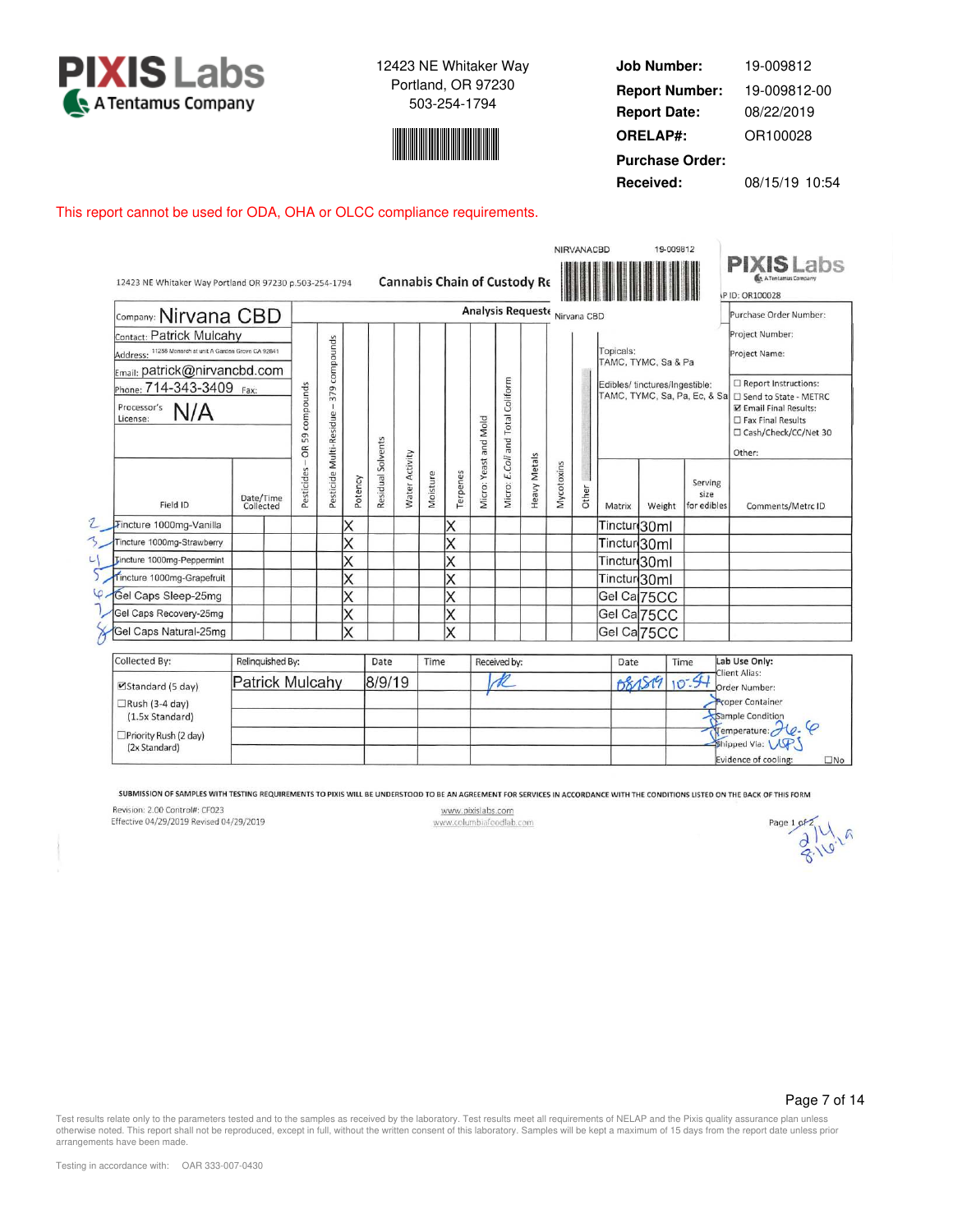**PIXIS Labs**
A Tentamus Company

12423 NE Whitaker Way
Portland, OR 97230
503-254-1794

| | |
|---|---|
| **Job Number:** | 19-009812 |
| **Report Number:** | 19-009812-00 |
| **Report Date:** | 08/22/2019 |
| **ORELAP#:** | OR100028 |
| **Purchase Order:** | |
| **Received:** | 08/15/19 10:54 |

This report cannot be used for ODA, OHA or OLCC compliance requirements.

NIRVANACBD 19-009812

12423 NE Whitaker Way Portland OR 97230 p.503-254-1794

## Cannabis Chain of Custody Re

PIXIS Labs — A Tentamus Company — AP ID: OR100028

Company: Nirvana CBD
Contact: Patrick Mulcahy
Address: 11258 Monarch st unit A Garden Grove CA 92841
Email: patrick@nirvancbd.com
Phone: 714-343-3409 Fax:
Processor's License: N/A

Analysis Requested — Nirvana CBD

Topicals: TAMC, TYMC, Sa & Pa
Edibles/ tinctures/Ingestible: TAMC, TYMC, Sa, Pa, Ec, & Sa

Purchase Order Number:
Project Number:
Project Name:

Report Instructions:
☐ Send to State - METRC
☑ Email Final Results:
☐ Fax Final Results
☐ Cash/Check/CC/Net 30
Other:

| | Field ID | Date/Time Collected | Pesticides – OR 59 compounds | Pesticide Multi-Residue – 379 compounds | Potency | Residual Solvents | Water Activity | Moisture | Terpenes | Micro: Yeast and Mold | Micro: E.Coli and Total Coliform | Heavy Metals | Mycotoxins | Other | Matrix | Weight | Serving size for edibles | Comments/Metrc ID |
|---|---|---|---|---|---|---|---|---|---|---|---|---|---|---|---|---|---|---|
| 2 | Tincture 1000mg-Vanilla | | | | X | | | | X | | | | | | Tinctur | 30ml | | |
| 3 | Tincture 1000mg-Strawberry | | | | X | | | | X | | | | | | Tinctur | 30ml | | |
| 4 | Tincture 1000mg-Peppermint | | | | X | | | | X | | | | | | Tinctur | 30ml | | |
| 5 | Tincture 1000mg-Grapefruit | | | | X | | | | X | | | | | | Tinctur | 30ml | | |
| 6 | Gel Caps Sleep-25mg | | | | X | | | | X | | | | | | Gel Ca | 75CC | | |
| 7 | Gel Caps Recovery-25mg | | | | X | | | | X | | | | | | Gel Ca | 75CC | | |
| 8 | Gel Caps Natural-25mg | | | | X | | | | X | | | | | | Gel Ca | 75CC | | |

| Collected By: | Relinquished By: | Date | Time | Received by: | Date | Time | Lab Use Only: |
|---|---|---|---|---|---|---|---|
| ☑Standard (5 day) | Patrick Mulcahy | 8/9/19 | | (signature) | 08/15/19 | 10:54 | Client Alias: / Order Number: |
| ☐Rush (3-4 day) (1.5x Standard) | | | | | | | Proper Container / Sample Condition |
| ☐Priority Rush (2 day) (2x Standard) | | | | | | | Temperature: 26.6 / Shipped Via: UPS |
| | | | | | | | Evidence of cooling: ☐No |

SUBMISSION OF SAMPLES WITH TESTING REQUIREMENTS TO PIXIS WILL BE UNDERSTOOD TO BE AN AGREEMENT FOR SERVICES IN ACCORDANCE WITH THE CONDITIONS LISTED ON THE BACK OF THIS FORM

Revision: 2.00 Control#: CF023
Effective 04/29/2019 Revised 04/29/2019

www.pixislabs.com
www.columbiafoodlab.com

Page 1 of 2 — 8/16/19

Test results relate only to the parameters tested and to the samples as received by the laboratory. Test results meet all requirements of NELAP and the Pixis quality assurance plan unless otherwise noted. This report shall not be reproduced, except in full, without the written consent of this laboratory. Samples will be kept a maximum of 15 days from the report date unless prior arrangements have been made.

Testing in accordance with: OAR 333-007-0430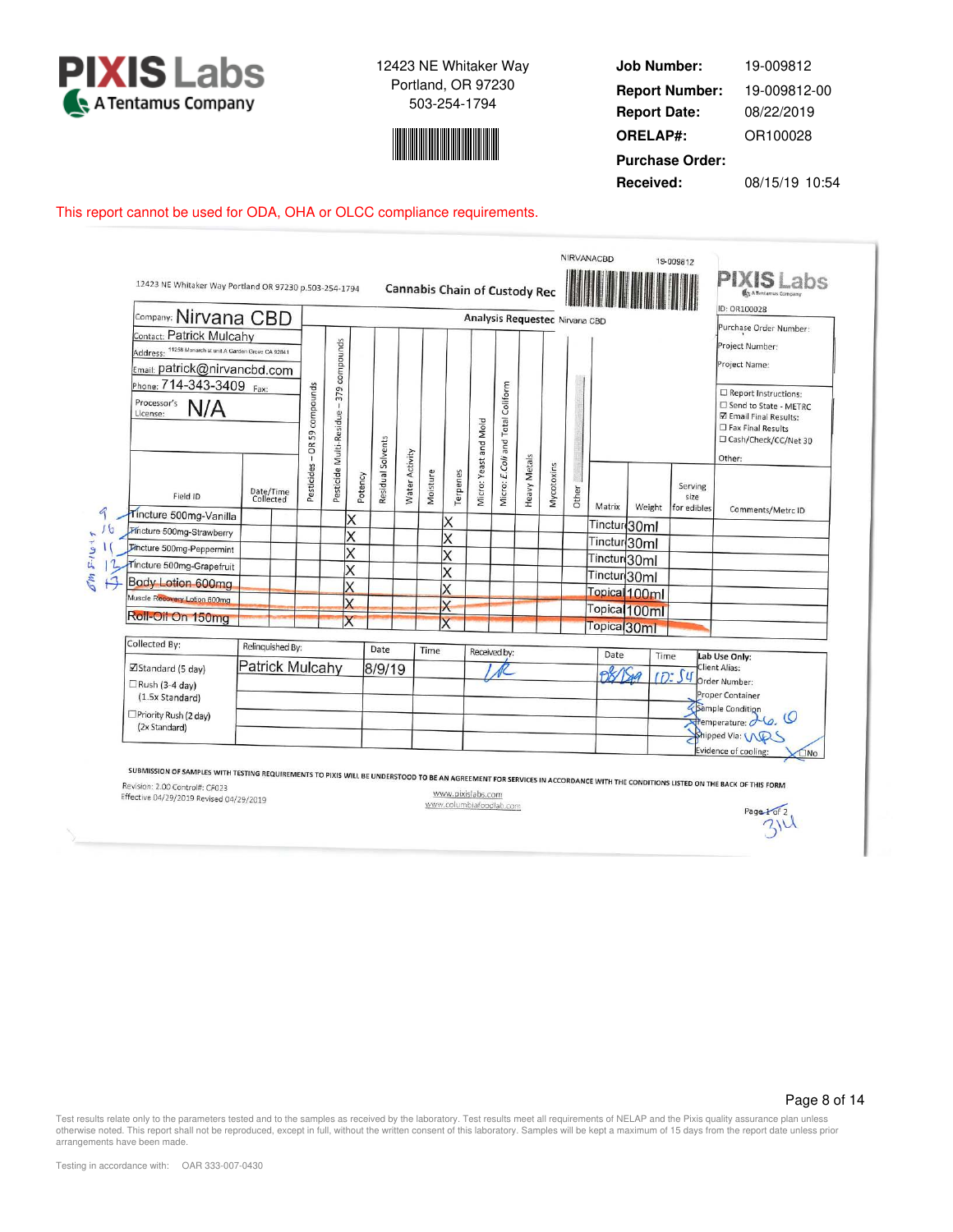**PIXIS Labs** — A Tentamus Company

12423 NE Whitaker Way
Portland, OR 97230
503-254-1794

| | |
|---|---|
| **Job Number:** | 19-009812 |
| **Report Number:** | 19-009812-00 |
| **Report Date:** | 08/22/2019 |
| **ORELAP#:** | OR100028 |
| **Purchase Order:** | |
| **Received:** | 08/15/19 10:54 |

This report cannot be used for ODA, OHA or OLCC compliance requirements.

## Cannabis Chain of Custody Record

12423 NE Whitaker Way Portland OR 97230 p.503-254-1794

NIRVANACBD 19-009812

PIXIS Labs — A Tentamus Company — ID: OR100028

Company: Nirvana CBD
Contact: Patrick Mulcahy
Address: 11258 Monarch st unit A Garden Grove CA 92841
Email: patrick@nirvancbd.com
Phone: 714-343-3409 Fax:
Processor's License: N/A

Analysis Requested: Nirvana CBD

Purchase Order Number:
Project Number:
Project Name:

☐ Report Instructions:
☐ Send to State - METRC
☑ Email Final Results:
☐ Fax Final Results
☐ Cash/Check/CC/Net 30
Other:

| Field ID | Date/Time Collected | Pesticides – OR 59 compounds | Pesticide Multi-Residue – 379 compounds | Potency | Residual Solvents | Water Activity | Moisture | Terpenes | Micro: Yeast and Mold | Micro: E.Coli and Total Coliform | Heavy Metals | Mycotoxins | Other | Matrix | Weight | Serving size for edibles | Comments/Metrc ID |
|---|---|---|---|---|---|---|---|---|---|---|---|---|---|---|---|---|---|
| Tincture 500mg-Vanilla | | | | X | | | | X | | | | | | Tinctur | 30ml | | |
| Tincture 500mg-Strawberry | | | | X | | | | X | | | | | | Tinctur | 30ml | | |
| Tincture 500mg-Peppermint | | | | X | | | | X | | | | | | Tinctur | 30ml | | |
| Tincture 500mg-Grapefruit | | | | X | | | | X | | | | | | Tinctur | 30ml | | |
| ~~Body Lotion 600mg~~ | | | | X | | | | X | | | | | | Topical | 100ml | | |
| ~~Muscle Recovery Lotion 600mg~~ | | | | X | | | | X | | | | | | Topical | 100ml | | |
| ~~Roll-Oil On 150mg~~ | | | | X | | | | X | | | | | | Topical | 30ml | | |

| Collected By: | Relinquished By: | Date | Time | Received by: | Date | Time | Lab Use Only: |
|---|---|---|---|---|---|---|---|
| ☑Standard (5 day) | Patrick Mulcahy | 8/9/19 | | [signature] | 08/15/19 | 10:54 | Client Alias: |
| ☐Rush (3-4 day) (1.5x Standard) | | | | | | | Order Number: |
| ☐Priority Rush (2 day) (2x Standard) | | | | | | | Proper Container |
| | | | | | | | Sample Condition |
| | | | | | | | Temperature: 26.0 |
| | | | | | | | Shipped Via: UPS |
| | | | | | | | Evidence of cooling: ☒No |

SUBMISSION OF SAMPLES WITH TESTING REQUIREMENTS TO PIXIS WILL BE UNDERSTOOD TO BE AN AGREEMENT FOR SERVICES IN ACCORDANCE WITH THE CONDITIONS LISTED ON THE BACK OF THIS FORM

Revision: 2.00 Control#: CF023
Effective 04/29/2019 Revised 04/29/2019

www.pixislabs.com
www.columbiafoodlab.com

Page ~~1~~ of 2 — 3/4

Test results relate only to the parameters tested and to the samples as received by the laboratory. Test results meet all requirements of NELAP and the Pixis quality assurance plan unless otherwise noted. This report shall not be reproduced, except in full, without the written consent of this laboratory. Samples will be kept a maximum of 15 days from the report date unless prior arrangements have been made.

Testing in accordance with: OAR 333-007-0430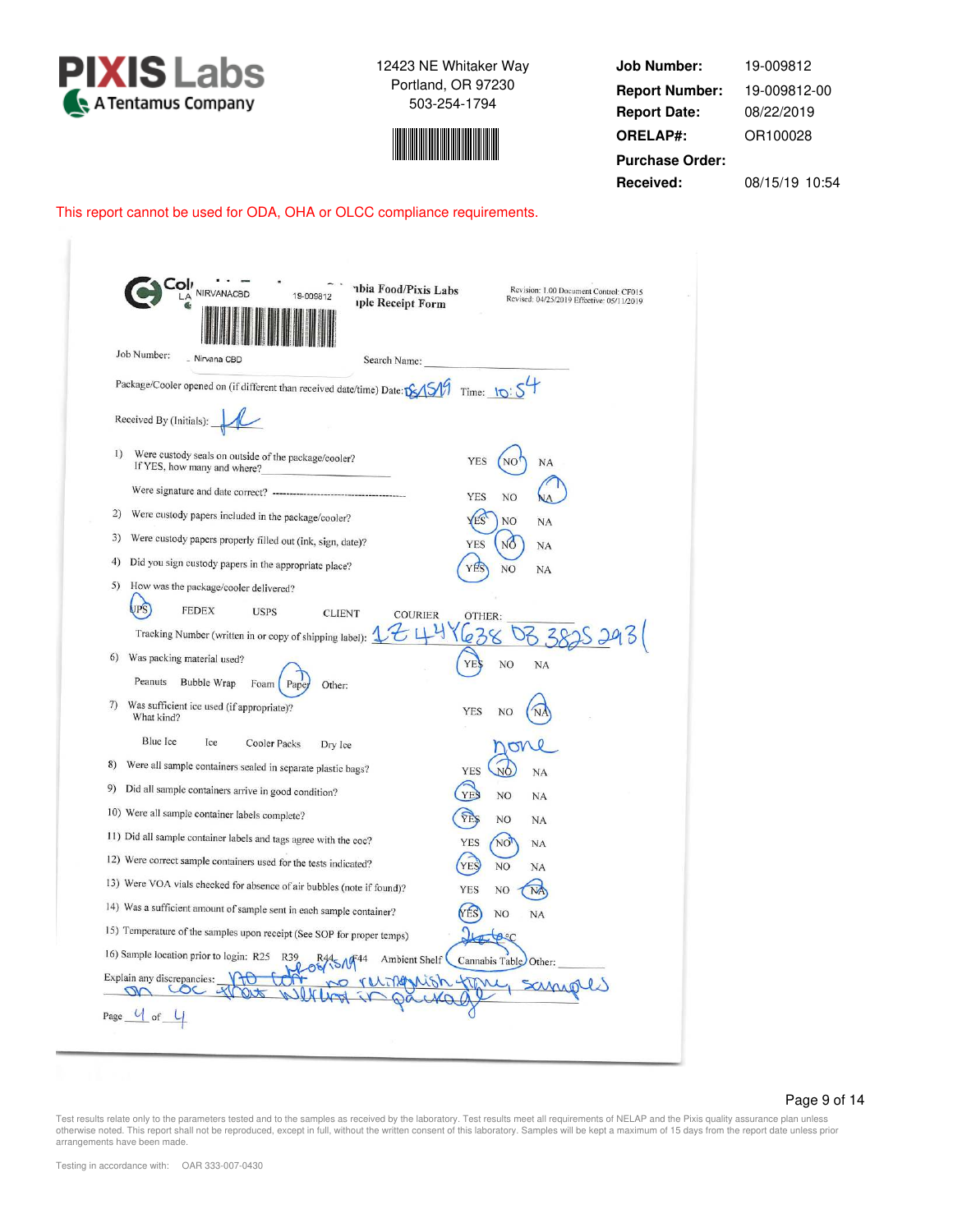**PIXIS Labs**
A Tentamus Company

12423 NE Whitaker Way
Portland, OR 97230
503-254-1794

| | |
|---|---|
| **Job Number:** | 19-009812 |
| **Report Number:** | 19-009812-00 |
| **Report Date:** | 08/22/2019 |
| **ORELAP#:** | OR100028 |
| **Purchase Order:** | |
| **Received:** | 08/15/19 10:54 |

This report cannot be used for ODA, OHA or OLCC compliance requirements.

Columbia Food/Pixis Labs
Sample Receipt Form

NIRVANACBD 19-009812

Revision: 1.00 Document Control: CF015
Revised: 04/25/2019 Effective: 05/11/2019

Job Number: Nirvana CBD

Search Name:

Package/Cooler opened on (if different than received date/time) Date: 8/15/19 Time: 10:54

Received By (Initials): JK

1) Were custody seals on outside of the package/cooler? YES **(NO)** NA
If YES, how many and where?

Were signature and date correct? YES NO **(NA)**

2) Were custody papers included in the package/cooler? **(YES)** NO NA

3) Were custody papers properly filled out (ink, sign, date)? YES **(NO)** NA

4) Did you sign custody papers in the appropriate place? **(YES)** NO NA

5) How was the package/cooler delivered?

**(UPS)** FEDEX USPS CLIENT COURIER OTHER:

Tracking Number (written in or copy of shipping label): 1Z 44Y638 03 3825 2931

6) Was packing material used? **(YES)** NO NA

Peanuts Bubble Wrap Foam **(Paper)** Other:

7) Was sufficient ice used (if appropriate)? YES NO **(NA)**
What kind?

Blue Ice Ice Cooler Packs Dry Ice none

8) Were all sample containers sealed in separate plastic bags? YES **(NO)** NA

9) Did all sample containers arrive in good condition? **(YES)** NO NA

10) Were all sample container labels complete? **(YES)** NO NA

11) Did all sample container labels and tags agree with the coc? YES **(NO)** NA

12) Were correct sample containers used for the tests indicated? **(YES)** NO NA

13) Were VOA vials checked for absence of air bubbles (note if found)? YES NO **(NA)**

14) Was a sufficient amount of sample sent in each sample container? **(YES)** NO NA

15) Temperature of the samples upon receipt (See SOP for proper temps) 26.6 °C

16) Sample location prior to login: R25 R39 R44 F44 Ambient Shelf **(Cannabis Table)** Other:
JK 08/15/19

Explain any discrepancies: No COC, no runnish time, samples on COC that were in package

Page 4 of 4

Test results relate only to the parameters tested and to the samples as received by the laboratory. Test results meet all requirements of NELAP and the Pixis quality assurance plan unless otherwise noted. This report shall not be reproduced, except in full, without the written consent of this laboratory. Samples will be kept a maximum of 15 days from the report date unless prior arrangements have been made.

Testing in accordance with: OAR 333-007-0430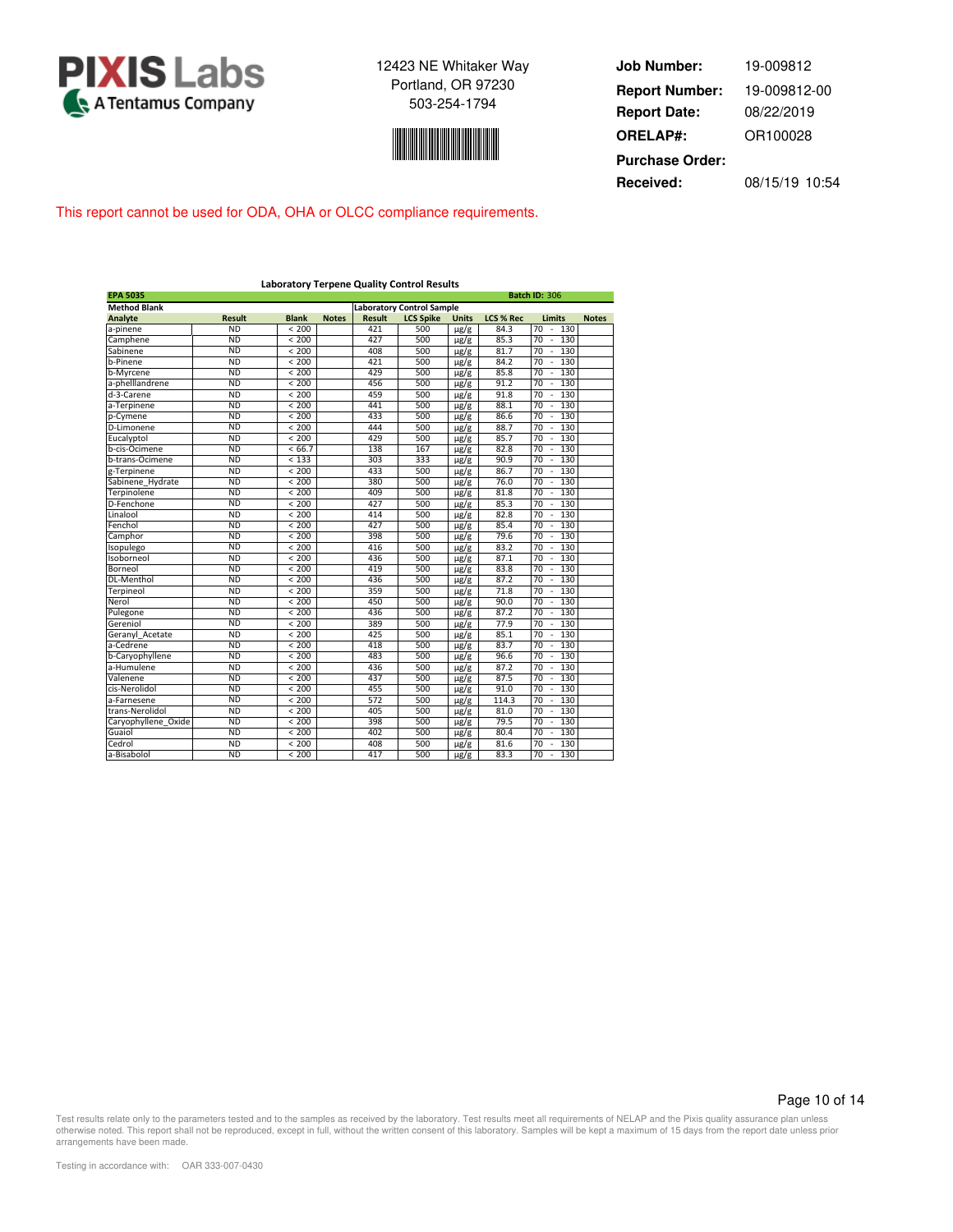**PIXIS Labs**
A Tentamus Company

12423 NE Whitaker Way
Portland, OR 97230
503-254-1794

| | |
|---|---|
| **Job Number:** | 19-009812 |
| **Report Number:** | 19-009812-00 |
| **Report Date:** | 08/22/2019 |
| **ORELAP#:** | OR100028 |
| **Purchase Order:** | |
| **Received:** | 08/15/19 10:54 |

This report cannot be used for ODA, OHA or OLCC compliance requirements.

## Laboratory Terpene Quality Control Results

**EPA 5035** — **Batch ID:** 306

| Method Blank | | | | Laboratory Control Sample | | | | | |
|---|---|---|---|---|---|---|---|---|---|
| **Analyte** | **Result** | **Blank** | **Notes** | **Result** | **LCS Spike** | **Units** | **LCS % Rec** | **Limits** | **Notes** |
| a-pinene | ND | < 200 | | 421 | 500 | µg/g | 84.3 | 70 - 130 | |
| Camphene | ND | < 200 | | 427 | 500 | µg/g | 85.3 | 70 - 130 | |
| Sabinene | ND | < 200 | | 408 | 500 | µg/g | 81.7 | 70 - 130 | |
| b-Pinene | ND | < 200 | | 421 | 500 | µg/g | 84.2 | 70 - 130 | |
| b-Myrcene | ND | < 200 | | 429 | 500 | µg/g | 85.8 | 70 - 130 | |
| a-phelllandrene | ND | < 200 | | 456 | 500 | µg/g | 91.2 | 70 - 130 | |
| d-3-Carene | ND | < 200 | | 459 | 500 | µg/g | 91.8 | 70 - 130 | |
| a-Terpinene | ND | < 200 | | 441 | 500 | µg/g | 88.1 | 70 - 130 | |
| p-Cymene | ND | < 200 | | 433 | 500 | µg/g | 86.6 | 70 - 130 | |
| D-Limonene | ND | < 200 | | 444 | 500 | µg/g | 88.7 | 70 - 130 | |
| Eucalyptol | ND | < 200 | | 429 | 500 | µg/g | 85.7 | 70 - 130 | |
| b-cis-Ocimene | ND | < 66.7 | | 138 | 167 | µg/g | 82.8 | 70 - 130 | |
| b-trans-Ocimene | ND | < 133 | | 303 | 333 | µg/g | 90.9 | 70 - 130 | |
| g-Terpinene | ND | < 200 | | 433 | 500 | µg/g | 86.7 | 70 - 130 | |
| Sabinene_Hydrate | ND | < 200 | | 380 | 500 | µg/g | 76.0 | 70 - 130 | |
| Terpinolene | ND | < 200 | | 409 | 500 | µg/g | 81.8 | 70 - 130 | |
| D-Fenchone | ND | < 200 | | 427 | 500 | µg/g | 85.3 | 70 - 130 | |
| Linalool | ND | < 200 | | 414 | 500 | µg/g | 82.8 | 70 - 130 | |
| Fenchol | ND | < 200 | | 427 | 500 | µg/g | 85.4 | 70 - 130 | |
| Camphor | ND | < 200 | | 398 | 500 | µg/g | 79.6 | 70 - 130 | |
| Isopulego | ND | < 200 | | 416 | 500 | µg/g | 83.2 | 70 - 130 | |
| Isoborneol | ND | < 200 | | 436 | 500 | µg/g | 87.1 | 70 - 130 | |
| Borneol | ND | < 200 | | 419 | 500 | µg/g | 83.8 | 70 - 130 | |
| DL-Menthol | ND | < 200 | | 436 | 500 | µg/g | 87.2 | 70 - 130 | |
| Terpineol | ND | < 200 | | 359 | 500 | µg/g | 71.8 | 70 - 130 | |
| Nerol | ND | < 200 | | 450 | 500 | µg/g | 90.0 | 70 - 130 | |
| Pulegone | ND | < 200 | | 436 | 500 | µg/g | 87.2 | 70 - 130 | |
| Gereniol | ND | < 200 | | 389 | 500 | µg/g | 77.9 | 70 - 130 | |
| Geranyl_Acetate | ND | < 200 | | 425 | 500 | µg/g | 85.1 | 70 - 130 | |
| a-Cedrene | ND | < 200 | | 418 | 500 | µg/g | 83.7 | 70 - 130 | |
| b-Caryophyllene | ND | < 200 | | 483 | 500 | µg/g | 96.6 | 70 - 130 | |
| a-Humulene | ND | < 200 | | 436 | 500 | µg/g | 87.2 | 70 - 130 | |
| Valenene | ND | < 200 | | 437 | 500 | µg/g | 87.5 | 70 - 130 | |
| cis-Nerolidol | ND | < 200 | | 455 | 500 | µg/g | 91.0 | 70 - 130 | |
| a-Farnesene | ND | < 200 | | 572 | 500 | µg/g | 114.3 | 70 - 130 | |
| trans-Nerolidol | ND | < 200 | | 405 | 500 | µg/g | 81.0 | 70 - 130 | |
| Caryophyllene_Oxide | ND | < 200 | | 398 | 500 | µg/g | 79.5 | 70 - 130 | |
| Guaiol | ND | < 200 | | 402 | 500 | µg/g | 80.4 | 70 - 130 | |
| Cedrol | ND | < 200 | | 408 | 500 | µg/g | 81.6 | 70 - 130 | |
| a-Bisabolol | ND | < 200 | | 417 | 500 | µg/g | 83.3 | 70 - 130 | |

Test results relate only to the parameters tested and to the samples as received by the laboratory. Test results meet all requirements of NELAP and the Pixis quality assurance plan unless otherwise noted. This report shall not be reproduced, except in full, without the written consent of this laboratory. Samples will be kept a maximum of 15 days from the report date unless prior arrangements have been made.

Testing in accordance with: OAR 333-007-0430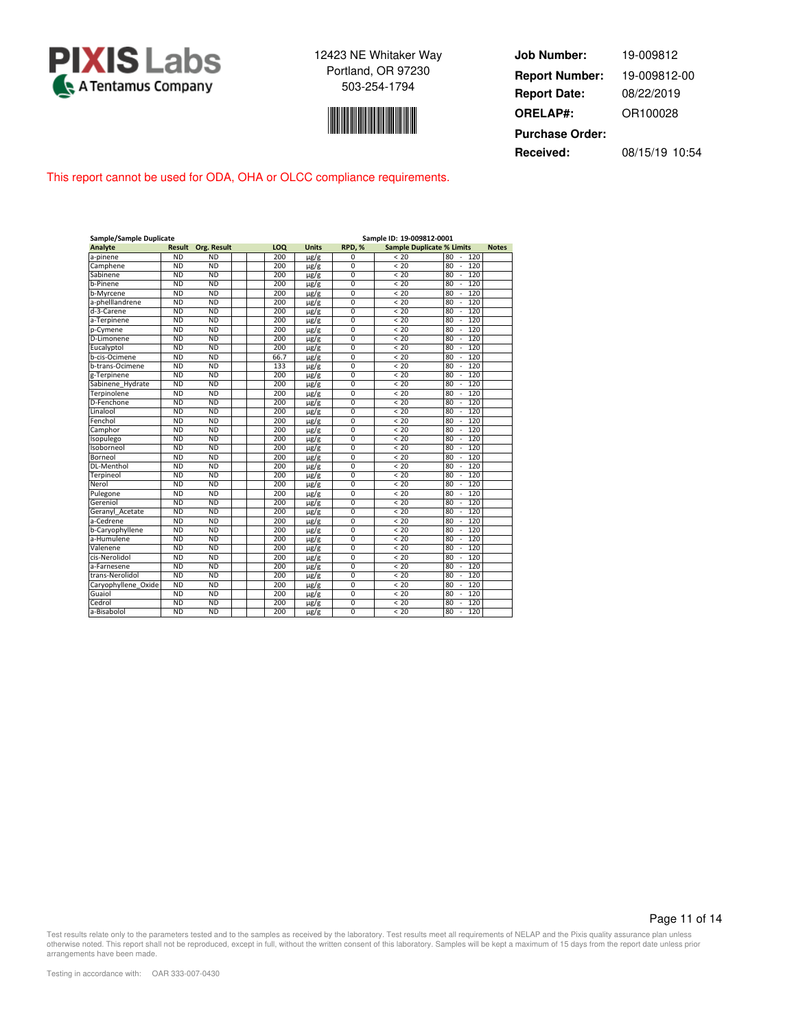**PIXIS Labs**
A Tentamus Company

12423 NE Whitaker Way
Portland, OR 97230
503-254-1794

| | |
|---|---|
| **Job Number:** | 19-009812 |
| **Report Number:** | 19-009812-00 |
| **Report Date:** | 08/22/2019 |
| **ORELAP#:** | OR100028 |
| **Purchase Order:** | |
| **Received:** | 08/15/19 10:54 |

This report cannot be used for ODA, OHA or OLCC compliance requirements.

**Sample/Sample Duplicate** — Sample ID: 19-009812-0001

| Analyte | Result | Org. Result | LOQ | Units | RPD, % | Sample Duplicate % Limits | Limits | Notes |
|---|---|---|---|---|---|---|---|---|
| a-pinene | ND | ND | 200 | µg/g | 0 | < 20 | 80 - 120 | |
| Camphene | ND | ND | 200 | µg/g | 0 | < 20 | 80 - 120 | |
| Sabinene | ND | ND | 200 | µg/g | 0 | < 20 | 80 - 120 | |
| b-Pinene | ND | ND | 200 | µg/g | 0 | < 20 | 80 - 120 | |
| b-Myrcene | ND | ND | 200 | µg/g | 0 | < 20 | 80 - 120 | |
| a-phelllandrene | ND | ND | 200 | µg/g | 0 | < 20 | 80 - 120 | |
| d-3-Carene | ND | ND | 200 | µg/g | 0 | < 20 | 80 - 120 | |
| a-Terpinene | ND | ND | 200 | µg/g | 0 | < 20 | 80 - 120 | |
| p-Cymene | ND | ND | 200 | µg/g | 0 | < 20 | 80 - 120 | |
| D-Limonene | ND | ND | 200 | µg/g | 0 | < 20 | 80 - 120 | |
| Eucalyptol | ND | ND | 200 | µg/g | 0 | < 20 | 80 - 120 | |
| b-cis-Ocimene | ND | ND | 66.7 | µg/g | 0 | < 20 | 80 - 120 | |
| b-trans-Ocimene | ND | ND | 133 | µg/g | 0 | < 20 | 80 - 120 | |
| g-Terpinene | ND | ND | 200 | µg/g | 0 | < 20 | 80 - 120 | |
| Sabinene_Hydrate | ND | ND | 200 | µg/g | 0 | < 20 | 80 - 120 | |
| Terpinolene | ND | ND | 200 | µg/g | 0 | < 20 | 80 - 120 | |
| D-Fenchone | ND | ND | 200 | µg/g | 0 | < 20 | 80 - 120 | |
| Linalool | ND | ND | 200 | µg/g | 0 | < 20 | 80 - 120 | |
| Fenchol | ND | ND | 200 | µg/g | 0 | < 20 | 80 - 120 | |
| Camphor | ND | ND | 200 | µg/g | 0 | < 20 | 80 - 120 | |
| Isopulego | ND | ND | 200 | µg/g | 0 | < 20 | 80 - 120 | |
| Isoborneol | ND | ND | 200 | µg/g | 0 | < 20 | 80 - 120 | |
| Borneol | ND | ND | 200 | µg/g | 0 | < 20 | 80 - 120 | |
| DL-Menthol | ND | ND | 200 | µg/g | 0 | < 20 | 80 - 120 | |
| Terpineol | ND | ND | 200 | µg/g | 0 | < 20 | 80 - 120 | |
| Nerol | ND | ND | 200 | µg/g | 0 | < 20 | 80 - 120 | |
| Pulegone | ND | ND | 200 | µg/g | 0 | < 20 | 80 - 120 | |
| Gereniol | ND | ND | 200 | µg/g | 0 | < 20 | 80 - 120 | |
| Geranyl_Acetate | ND | ND | 200 | µg/g | 0 | < 20 | 80 - 120 | |
| a-Cedrene | ND | ND | 200 | µg/g | 0 | < 20 | 80 - 120 | |
| b-Caryophyllene | ND | ND | 200 | µg/g | 0 | < 20 | 80 - 120 | |
| a-Humulene | ND | ND | 200 | µg/g | 0 | < 20 | 80 - 120 | |
| Valenene | ND | ND | 200 | µg/g | 0 | < 20 | 80 - 120 | |
| cis-Nerolidol | ND | ND | 200 | µg/g | 0 | < 20 | 80 - 120 | |
| a-Farnesene | ND | ND | 200 | µg/g | 0 | < 20 | 80 - 120 | |
| trans-Nerolidol | ND | ND | 200 | µg/g | 0 | < 20 | 80 - 120 | |
| Caryophyllene_Oxide | ND | ND | 200 | µg/g | 0 | < 20 | 80 - 120 | |
| Guaiol | ND | ND | 200 | µg/g | 0 | < 20 | 80 - 120 | |
| Cedrol | ND | ND | 200 | µg/g | 0 | < 20 | 80 - 120 | |
| a-Bisabolol | ND | ND | 200 | µg/g | 0 | < 20 | 80 - 120 | |

Test results relate only to the parameters tested and to the samples as received by the laboratory. Test results meet all requirements of NELAP and the Pixis quality assurance plan unless otherwise noted. This report shall not be reproduced, except in full, without the written consent of this laboratory. Samples will be kept a maximum of 15 days from the report date unless prior arrangements have been made.

Testing in accordance with: OAR 333-007-0430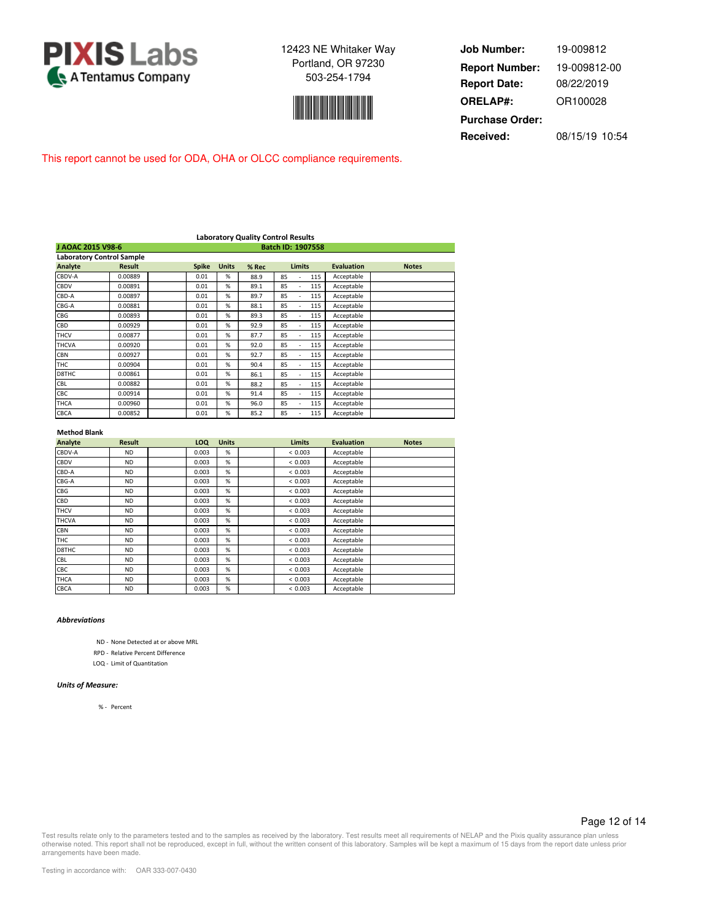**PIXIS Labs**
A Tentamus Company

12423 NE Whitaker Way
Portland, OR 97230
503-254-1794

| | |
|---|---|
| **Job Number:** | 19-009812 |
| **Report Number:** | 19-009812-00 |
| **Report Date:** | 08/22/2019 |
| **ORELAP#:** | OR100028 |
| **Purchase Order:** | |
| **Received:** | 08/15/19 10:54 |

This report cannot be used for ODA, OHA or OLCC compliance requirements.

### Laboratory Quality Control Results

**J AOAC 2015 V98-6** — **Batch ID: 1907558**

**Laboratory Control Sample**

| Analyte | Result | | Spike | Units | % Rec | Limits | Evaluation | Notes |
|---|---|---|---|---|---|---|---|---|
| CBDV-A | 0.00889 | | 0.01 | % | 88.9 | 85 - 115 | Acceptable | |
| CBDV | 0.00891 | | 0.01 | % | 89.1 | 85 - 115 | Acceptable | |
| CBD-A | 0.00897 | | 0.01 | % | 89.7 | 85 - 115 | Acceptable | |
| CBG-A | 0.00881 | | 0.01 | % | 88.1 | 85 - 115 | Acceptable | |
| CBG | 0.00893 | | 0.01 | % | 89.3 | 85 - 115 | Acceptable | |
| CBD | 0.00929 | | 0.01 | % | 92.9 | 85 - 115 | Acceptable | |
| THCV | 0.00877 | | 0.01 | % | 87.7 | 85 - 115 | Acceptable | |
| THCVA | 0.00920 | | 0.01 | % | 92.0 | 85 - 115 | Acceptable | |
| CBN | 0.00927 | | 0.01 | % | 92.7 | 85 - 115 | Acceptable | |
| THC | 0.00904 | | 0.01 | % | 90.4 | 85 - 115 | Acceptable | |
| D8THC | 0.00861 | | 0.01 | % | 86.1 | 85 - 115 | Acceptable | |
| CBL | 0.00882 | | 0.01 | % | 88.2 | 85 - 115 | Acceptable | |
| CBC | 0.00914 | | 0.01 | % | 91.4 | 85 - 115 | Acceptable | |
| THCA | 0.00960 | | 0.01 | % | 96.0 | 85 - 115 | Acceptable | |
| CBCA | 0.00852 | | 0.01 | % | 85.2 | 85 - 115 | Acceptable | |

**Method Blank**

| Analyte | Result | | LOQ | Units | | Limits | Evaluation | Notes |
|---|---|---|---|---|---|---|---|---|
| CBDV-A | ND | | 0.003 | % | | < 0.003 | Acceptable | |
| CBDV | ND | | 0.003 | % | | < 0.003 | Acceptable | |
| CBD-A | ND | | 0.003 | % | | < 0.003 | Acceptable | |
| CBG-A | ND | | 0.003 | % | | < 0.003 | Acceptable | |
| CBG | ND | | 0.003 | % | | < 0.003 | Acceptable | |
| CBD | ND | | 0.003 | % | | < 0.003 | Acceptable | |
| THCV | ND | | 0.003 | % | | < 0.003 | Acceptable | |
| THCVA | ND | | 0.003 | % | | < 0.003 | Acceptable | |
| CBN | ND | | 0.003 | % | | < 0.003 | Acceptable | |
| THC | ND | | 0.003 | % | | < 0.003 | Acceptable | |
| D8THC | ND | | 0.003 | % | | < 0.003 | Acceptable | |
| CBL | ND | | 0.003 | % | | < 0.003 | Acceptable | |
| CBC | ND | | 0.003 | % | | < 0.003 | Acceptable | |
| THCA | ND | | 0.003 | % | | < 0.003 | Acceptable | |
| CBCA | ND | | 0.003 | % | | < 0.003 | Acceptable | |

***Abbreviations***

ND - None Detected at or above MRL
RPD - Relative Percent Difference
LOQ - Limit of Quantitation

***Units of Measure:***

% - Percent

Test results relate only to the parameters tested and to the samples as received by the laboratory. Test results meet all requirements of NELAP and the Pixis quality assurance plan unless otherwise noted. This report shall not be reproduced, except in full, without the written consent of this laboratory. Samples will be kept a maximum of 15 days from the report date unless prior arrangements have been made.

Testing in accordance with: OAR 333-007-0430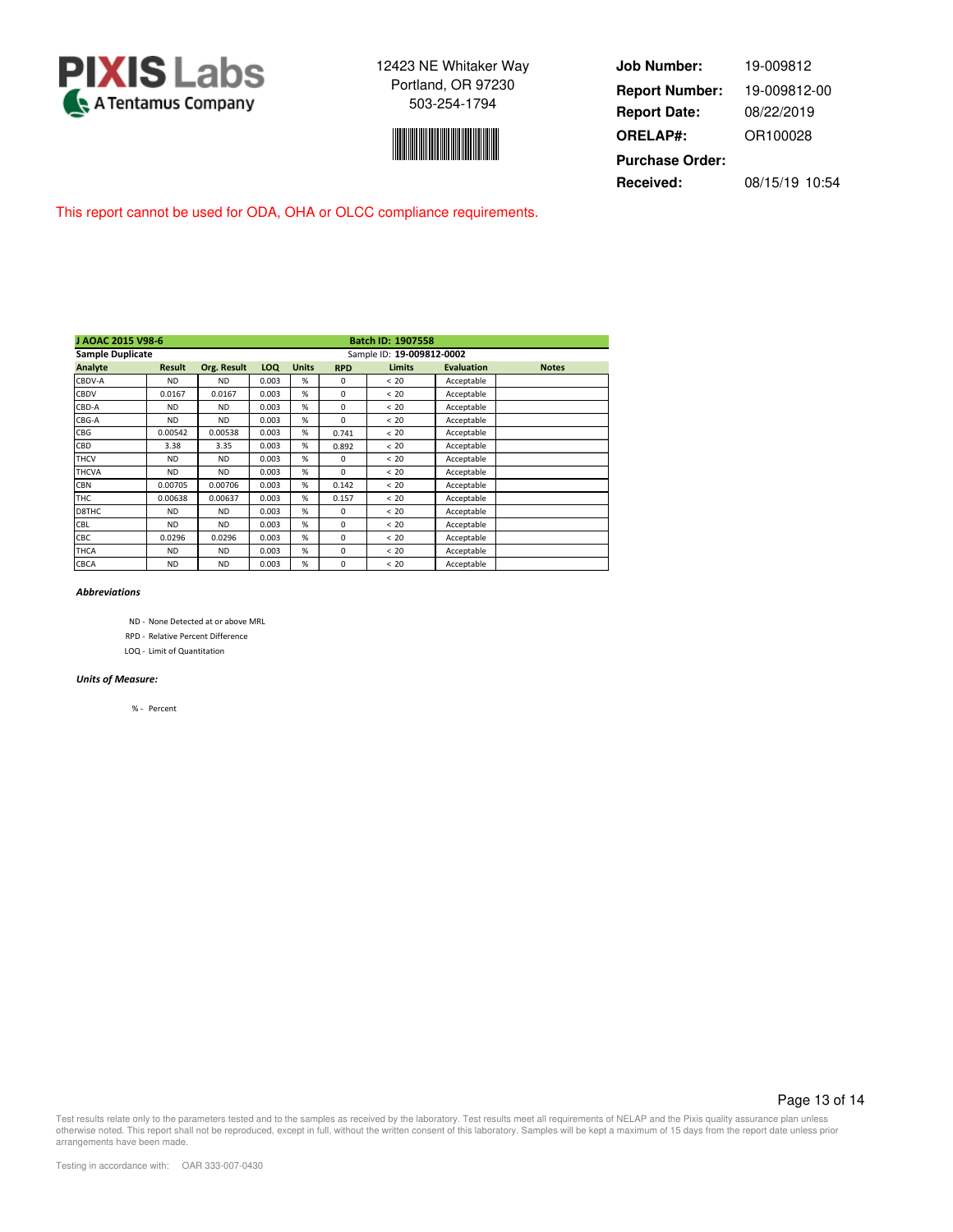**PIXIS Labs**
A Tentamus Company

12423 NE Whitaker Way
Portland, OR 97230
503-254-1794

| | |
|---|---|
| **Job Number:** | 19-009812 |
| **Report Number:** | 19-009812-00 |
| **Report Date:** | 08/22/2019 |
| **ORELAP#:** | OR100028 |
| **Purchase Order:** | |
| **Received:** | 08/15/19 10:54 |

This report cannot be used for ODA, OHA or OLCC compliance requirements.

| J AOAC 2015 V98-6 | | | | | Batch ID: 1907558 | | | |
|---|---|---|---|---|---|---|---|---|
| **Sample Duplicate** | | | | | Sample ID: **19-009812-0002** | | | |
| **Analyte** | **Result** | **Org. Result** | **LOQ** | **Units** | **RPD** | **Limits** | **Evaluation** | **Notes** |
| CBDV-A | ND | ND | 0.003 | % | 0 | < 20 | Acceptable | |
| CBDV | 0.0167 | 0.0167 | 0.003 | % | 0 | < 20 | Acceptable | |
| CBD-A | ND | ND | 0.003 | % | 0 | < 20 | Acceptable | |
| CBG-A | ND | ND | 0.003 | % | 0 | < 20 | Acceptable | |
| CBG | 0.00542 | 0.00538 | 0.003 | % | 0.741 | < 20 | Acceptable | |
| CBD | 3.38 | 3.35 | 0.003 | % | 0.892 | < 20 | Acceptable | |
| THCV | ND | ND | 0.003 | % | 0 | < 20 | Acceptable | |
| THCVA | ND | ND | 0.003 | % | 0 | < 20 | Acceptable | |
| CBN | 0.00705 | 0.00706 | 0.003 | % | 0.142 | < 20 | Acceptable | |
| THC | 0.00638 | 0.00637 | 0.003 | % | 0.157 | < 20 | Acceptable | |
| D8THC | ND | ND | 0.003 | % | 0 | < 20 | Acceptable | |
| CBL | ND | ND | 0.003 | % | 0 | < 20 | Acceptable | |
| CBC | 0.0296 | 0.0296 | 0.003 | % | 0 | < 20 | Acceptable | |
| THCA | ND | ND | 0.003 | % | 0 | < 20 | Acceptable | |
| CBCA | ND | ND | 0.003 | % | 0 | < 20 | Acceptable | |

***Abbreviations***

ND - None Detected at or above MRL
RPD - Relative Percent Difference
LOQ - Limit of Quantitation

***Units of Measure:***

% - Percent

Test results relate only to the parameters tested and to the samples as received by the laboratory. Test results meet all requirements of NELAP and the Pixis quality assurance plan unless otherwise noted. This report shall not be reproduced, except in full, without the written consent of this laboratory. Samples will be kept a maximum of 15 days from the report date unless prior arrangements have been made.

Testing in accordance with: OAR 333-007-0430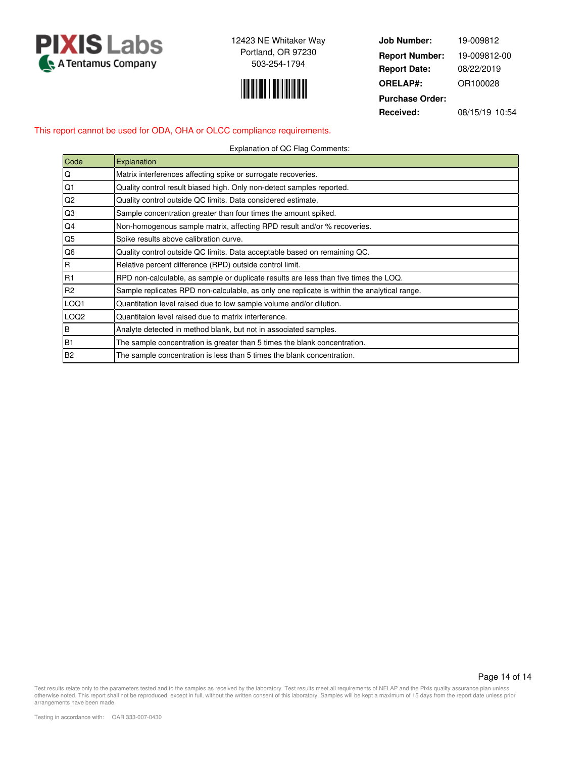**PIXIS Labs**
A Tentamus Company

12423 NE Whitaker Way
Portland, OR 97230
503-254-1794

**Job Number:** 19-009812
**Report Number:** 19-009812-00
**Report Date:** 08/22/2019
**ORELAP#:** OR100028
**Purchase Order:**
**Received:** 08/15/19 10:54

This report cannot be used for ODA, OHA or OLCC compliance requirements.

Explanation of QC Flag Comments:

| Code | Explanation |
|---|---|
| Q | Matrix interferences affecting spike or surrogate recoveries. |
| Q1 | Quality control result biased high. Only non-detect samples reported. |
| Q2 | Quality control outside QC limits. Data considered estimate. |
| Q3 | Sample concentration greater than four times the amount spiked. |
| Q4 | Non-homogenous sample matrix, affecting RPD result and/or % recoveries. |
| Q5 | Spike results above calibration curve. |
| Q6 | Quality control outside QC limits. Data acceptable based on remaining QC. |
| R | Relative percent difference (RPD) outside control limit. |
| R1 | RPD non-calculable, as sample or duplicate results are less than five times the LOQ. |
| R2 | Sample replicates RPD non-calculable, as only one replicate is within the analytical range. |
| LOQ1 | Quantitation level raised due to low sample volume and/or dilution. |
| LOQ2 | Quantitaion level raised due to matrix interference. |
| B | Analyte detected in method blank, but not in associated samples. |
| B1 | The sample concentration is greater than 5 times the blank concentration. |
| B2 | The sample concentration is less than 5 times the blank concentration. |

Test results relate only to the parameters tested and to the samples as received by the laboratory. Test results meet all requirements of NELAP and the Pixis quality assurance plan unless otherwise noted. This report shall not be reproduced, except in full, without the written consent of this laboratory. Samples will be kept a maximum of 15 days from the report date unless prior arrangements have been made.

Testing in accordance with: OAR 333-007-0430